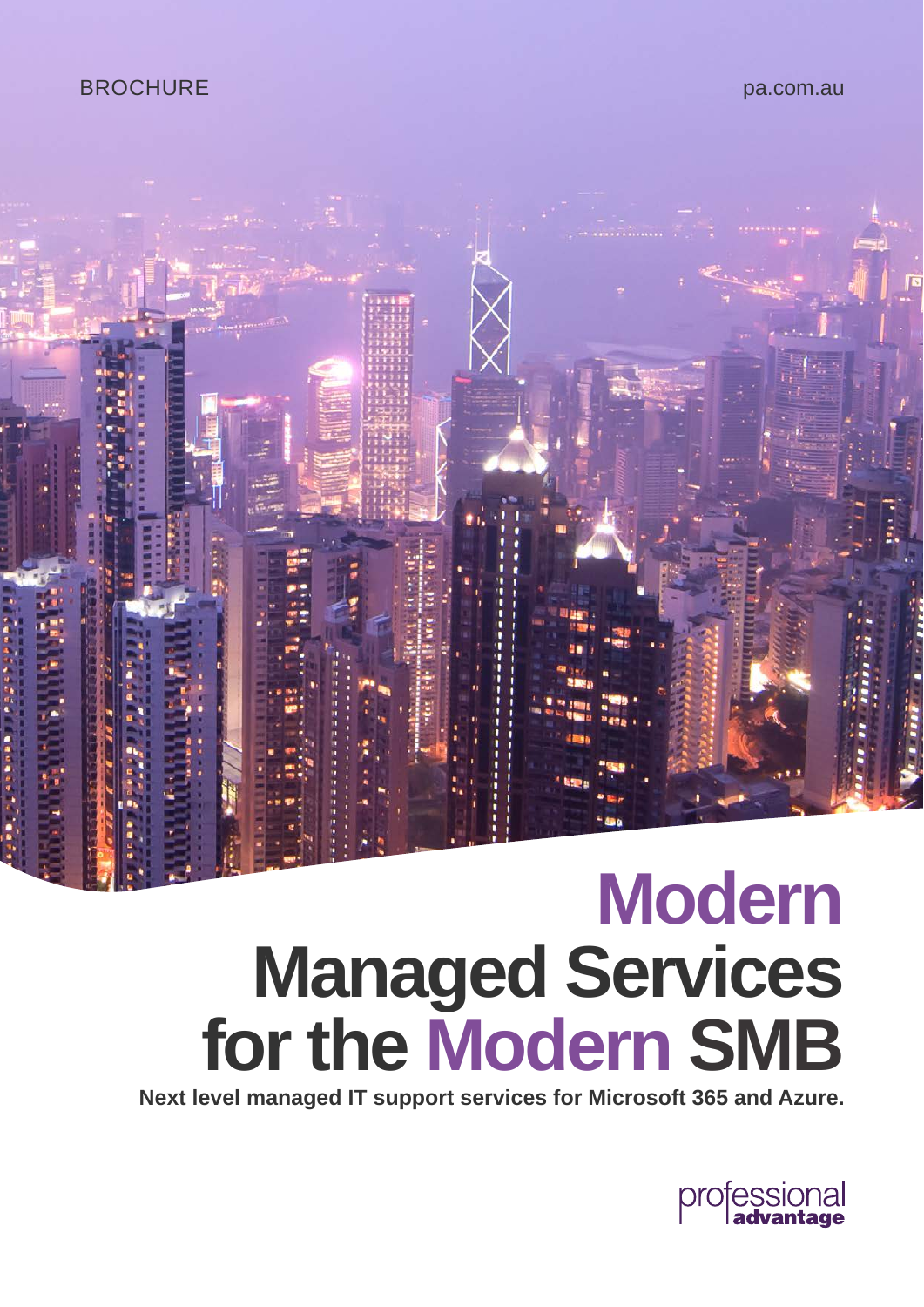BROCHURE

pa.com.au

# Modern Managed Services for the Modern SMB

**Next level managed IT support services for Microsoft 365 and Azure.**

professional advantage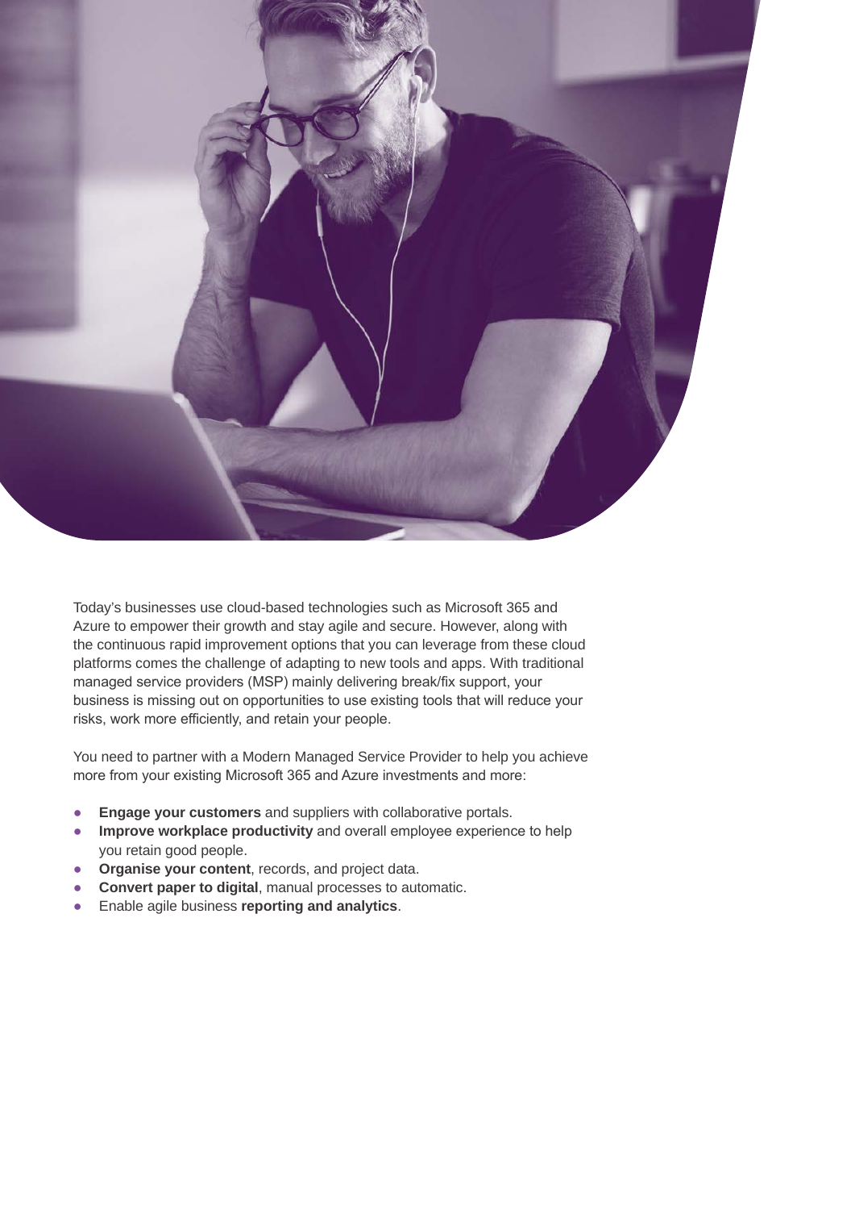Today's businesses use cloud-based technologies such as Microsoft 365 and Azure to empower their growth and stay agile and secure. However, along with the continuous rapid improvement options that you can leverage from these cloud platforms comes the challenge of adapting to new tools and apps. With traditional managed service providers (MSP) mainly delivering break/fix support, your business is missing out on opportunities to use existing tools that will reduce your risks, work more efficiently, and retain your people.

You need to partner with a Modern Managed Service Provider to help you achieve more from your existing Microsoft 365 and Azure investments and more:

- **Engage your customers** and suppliers with collaborative portals.
- **Improve workplace productivity** and overall employee experience to help you retain good people.
- **Organise your content**, records, and project data.
- **Convert paper to digital**, manual processes to automatic.
- Enable agile business **reporting and analytics**.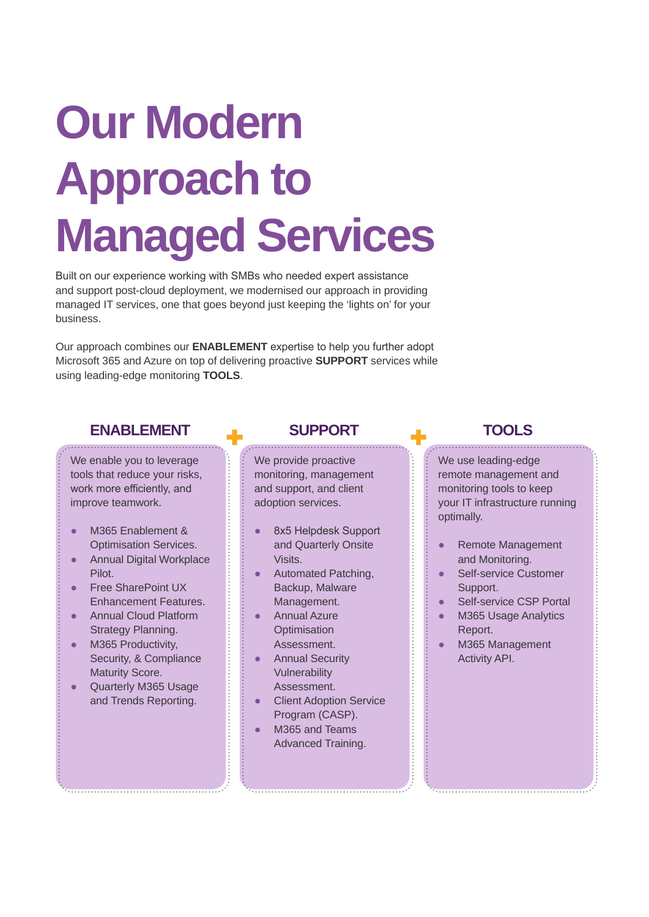# Our Modern Approach to Managed Services

Built on our experience working with SMBs who needed expert assistance and support post-cloud deployment, we modernised our approach in providing managed IT services, one that goes beyond just keeping the 'lights on' for your business.

Our approach combines our **ENABLEMENT** expertise to help you further adopt Microsoft 365 and Azure on top of delivering proactive **SUPPORT** services while using leading-edge monitoring **TOOLS**.

## ENABLEMENT

We enable you to leverage tools that reduce your risks, work more efficiently, and improve teamwork.

- M365 Enablement & Optimisation Services.
- Annual Digital Workplace Pilot.
- Free SharePoint UX Enhancement Features.
- Annual Cloud Platform Strategy Planning.
- M365 Productivity, Security, & Compliance Maturity Score.
- Quarterly M365 Usage and Trends Reporting.

## SUPPORT

We provide proactive monitoring, management and support, and client adoption services.

- 8x5 Helpdesk Support and Quarterly Onsite Visits.
- Automated Patching, Backup, Malware Management.
- Annual Azure Optimisation Assessment.
- Annual Security Vulnerability Assessment.
- Client Adoption Service Program (CASP).
- M365 and Teams Advanced Training.

## TOOLS

We use leading-edge remote management and monitoring tools to keep your IT infrastructure running optimally.

- Remote Management and Monitoring.
- Self-service Customer Support.
- Self-service CSP Portal
- M365 Usage Analytics Report.
- M365 Management Activity API.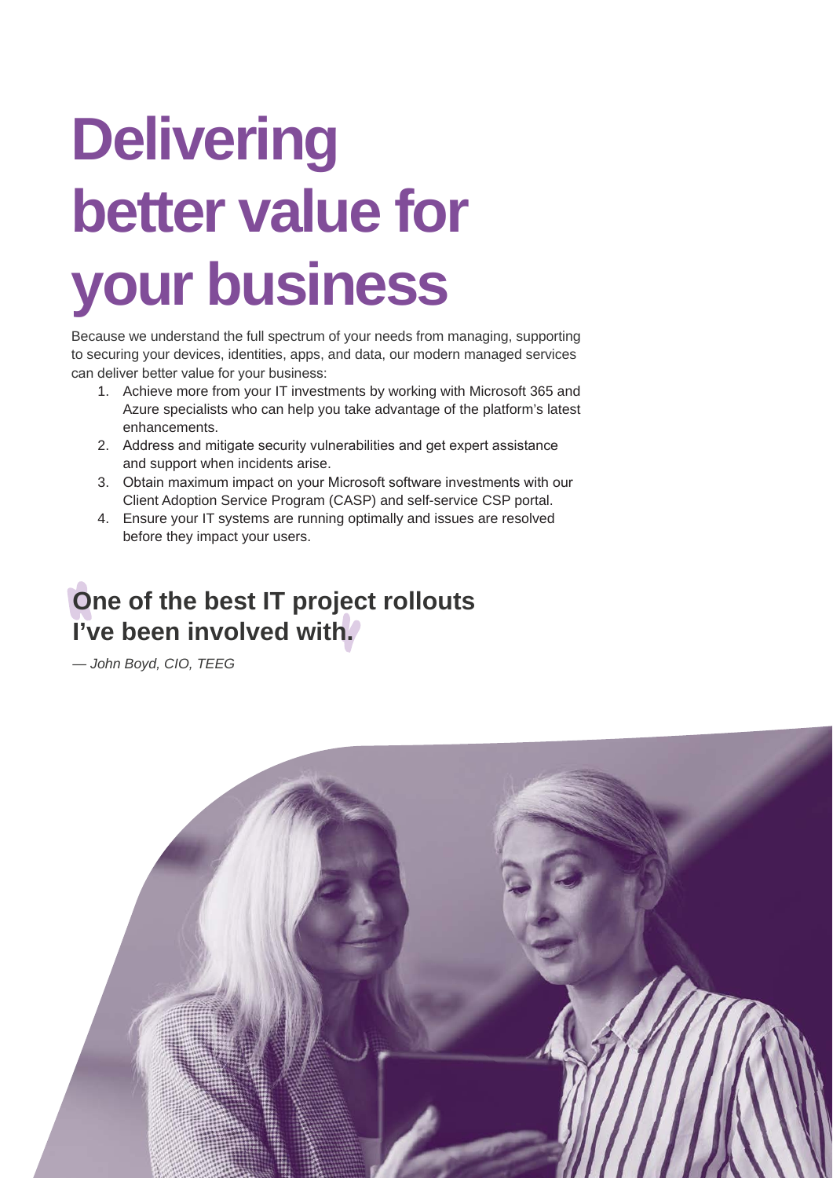# Delivering better value for your business

Because we understand the full spectrum of your needs from managing, supporting to securing your devices, identities, apps, and data, our modern managed services can deliver better value for your business:

1. Achieve more from your IT investments by working with Microsoft 365 and Azure specialists who can help you take advantage of the platform's latest enhancements.
2. Address and mitigate security vulnerabilities and get expert assistance and support when incidents arise.
3. Obtain maximum impact on your Microsoft software investments with our Client Adoption Service Program (CASP) and self-service CSP portal.
4. Ensure your IT systems are running optimally and issues are resolved before they impact your users.

**One of the best IT project rollouts I've been involved with.**

*— John Boyd, CIO, TEEG*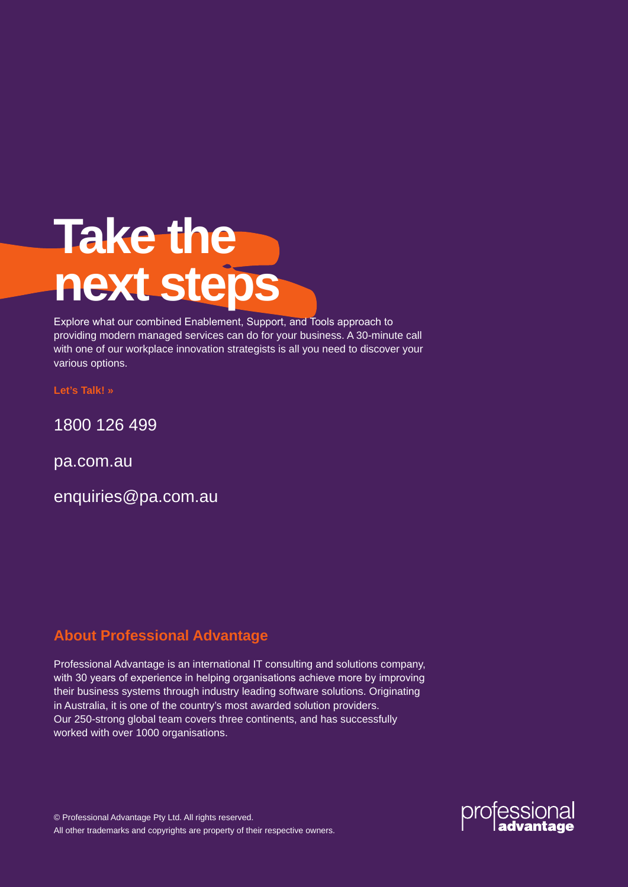# Take the next steps

Explore what our combined Enablement, Support, and Tools approach to providing modern managed services can do for your business. A 30-minute call with one of our workplace innovation strategists is all you need to discover your various options.

**Let's Talk! »**

1800 126 499

pa.com.au

enquiries@pa.com.au

## About Professional Advantage

Professional Advantage is an international IT consulting and solutions company, with 30 years of experience in helping organisations achieve more by improving their business systems through industry leading software solutions. Originating in Australia, it is one of the country's most awarded solution providers. Our 250-strong global team covers three continents, and has successfully worked with over 1000 organisations.

© Professional Advantage Pty Ltd. All rights reserved.
All other trademarks and copyrights are property of their respective owners.

professional advantage